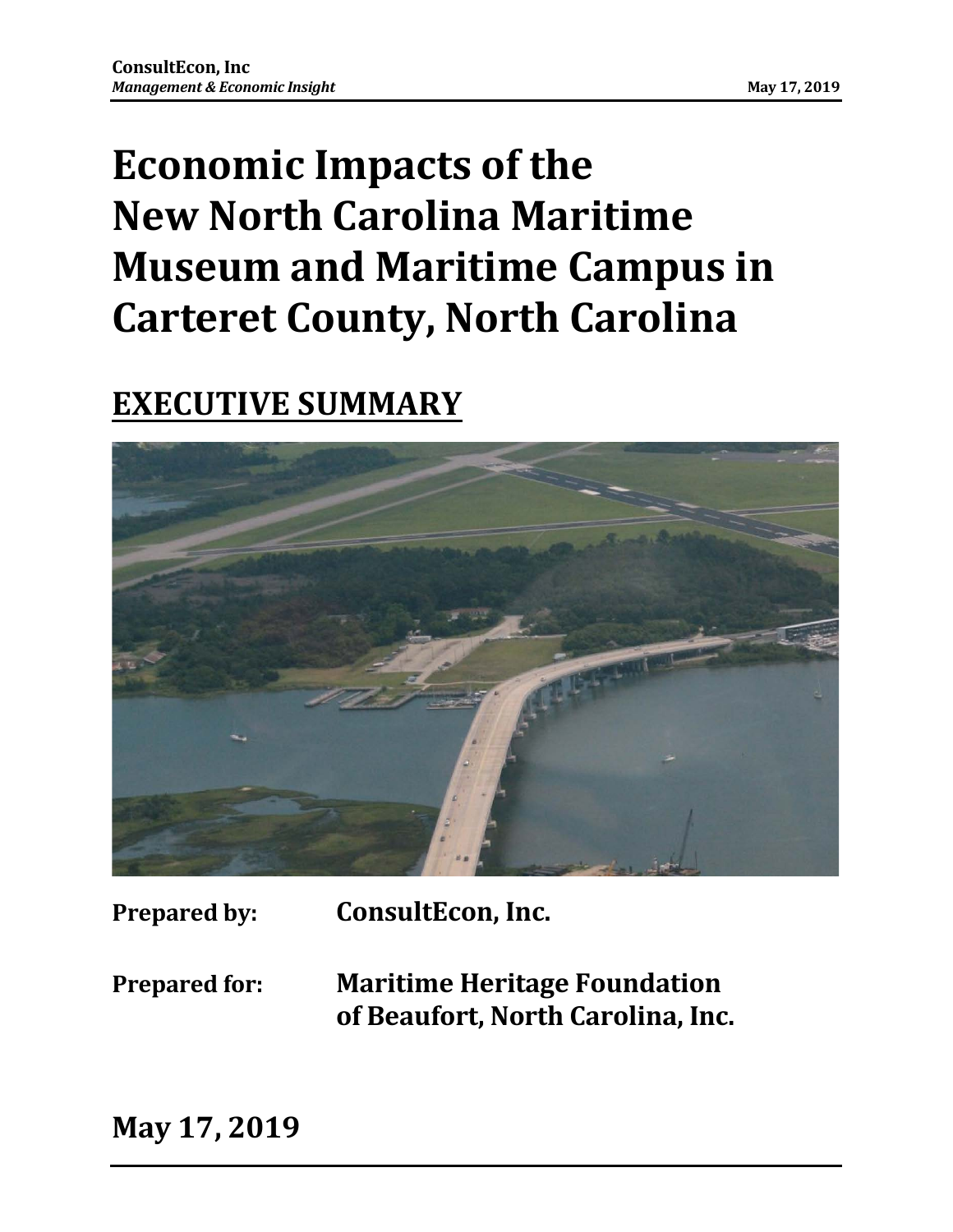# Economic Impacts of the New North Carolina Maritime Museum and Maritime Campus in Carteret County, North Carolina

## EXECUTIVE SUMMARY

**Prepared by:** **ConsultEcon, Inc.**

**Prepared for:** **Maritime Heritage Foundation of Beaufort, North Carolina, Inc.**

**May 17, 2019**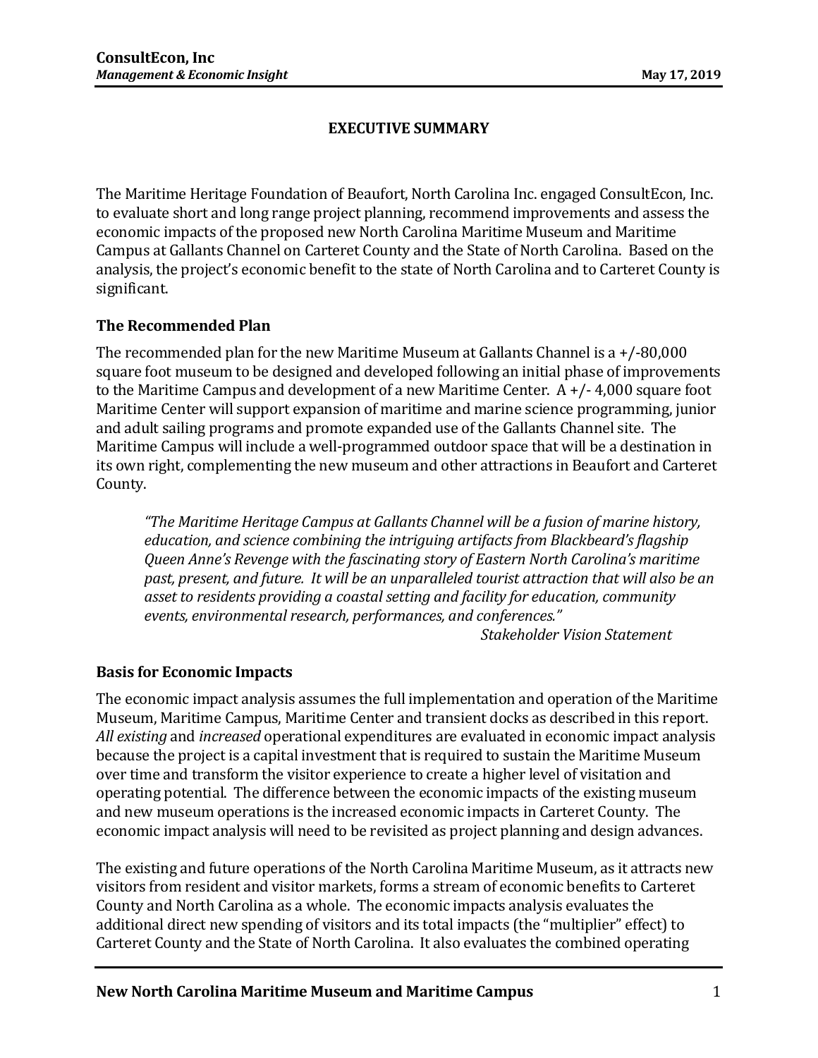# EXECUTIVE SUMMARY

The Maritime Heritage Foundation of Beaufort, North Carolina Inc. engaged ConsultEcon, Inc. to evaluate short and long range project planning, recommend improvements and assess the economic impacts of the proposed new North Carolina Maritime Museum and Maritime Campus at Gallants Channel on Carteret County and the State of North Carolina. Based on the analysis, the project's economic benefit to the state of North Carolina and to Carteret County is significant.

## The Recommended Plan

The recommended plan for the new Maritime Museum at Gallants Channel is a +/-80,000 square foot museum to be designed and developed following an initial phase of improvements to the Maritime Campus and development of a new Maritime Center. A +/- 4,000 square foot Maritime Center will support expansion of maritime and marine science programming, junior and adult sailing programs and promote expanded use of the Gallants Channel site. The Maritime Campus will include a well-programmed outdoor space that will be a destination in its own right, complementing the new museum and other attractions in Beaufort and Carteret County.

> *"The Maritime Heritage Campus at Gallants Channel will be a fusion of marine history, education, and science combining the intriguing artifacts from Blackbeard's flagship Queen Anne's Revenge with the fascinating story of Eastern North Carolina's maritime past, present, and future. It will be an unparalleled tourist attraction that will also be an asset to residents providing a coastal setting and facility for education, community events, environmental research, performances, and conferences."*
>
> *Stakeholder Vision Statement*

## Basis for Economic Impacts

The economic impact analysis assumes the full implementation and operation of the Maritime Museum, Maritime Campus, Maritime Center and transient docks as described in this report. *All existing* and *increased* operational expenditures are evaluated in economic impact analysis because the project is a capital investment that is required to sustain the Maritime Museum over time and transform the visitor experience to create a higher level of visitation and operating potential. The difference between the economic impacts of the existing museum and new museum operations is the increased economic impacts in Carteret County. The economic impact analysis will need to be revisited as project planning and design advances.

The existing and future operations of the North Carolina Maritime Museum, as it attracts new visitors from resident and visitor markets, forms a stream of economic benefits to Carteret County and North Carolina as a whole. The economic impacts analysis evaluates the additional direct new spending of visitors and its total impacts (the "multiplier" effect) to Carteret County and the State of North Carolina. It also evaluates the combined operating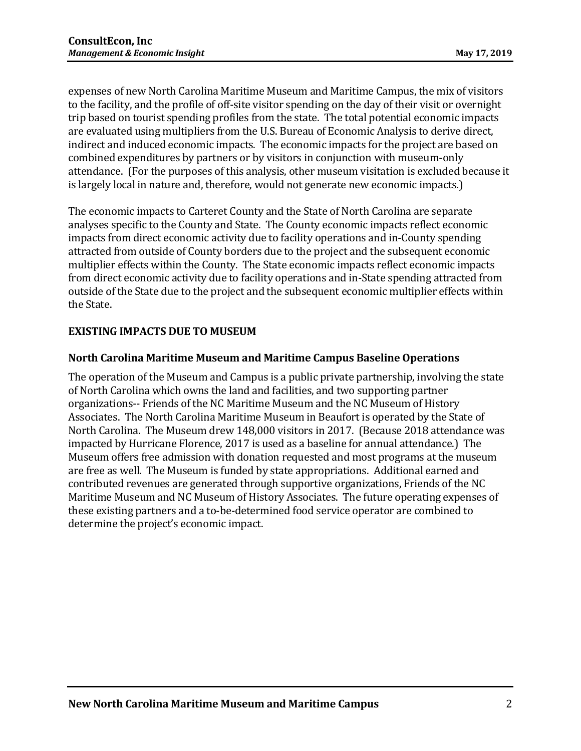expenses of new North Carolina Maritime Museum and Maritime Campus, the mix of visitors to the facility, and the profile of off-site visitor spending on the day of their visit or overnight trip based on tourist spending profiles from the state. The total potential economic impacts are evaluated using multipliers from the U.S. Bureau of Economic Analysis to derive direct, indirect and induced economic impacts. The economic impacts for the project are based on combined expenditures by partners or by visitors in conjunction with museum-only attendance. (For the purposes of this analysis, other museum visitation is excluded because it is largely local in nature and, therefore, would not generate new economic impacts.)

The economic impacts to Carteret County and the State of North Carolina are separate analyses specific to the County and State. The County economic impacts reflect economic impacts from direct economic activity due to facility operations and in-County spending attracted from outside of County borders due to the project and the subsequent economic multiplier effects within the County. The State economic impacts reflect economic impacts from direct economic activity due to facility operations and in-State spending attracted from outside of the State due to the project and the subsequent economic multiplier effects within the State.

## EXISTING IMPACTS DUE TO MUSEUM

### North Carolina Maritime Museum and Maritime Campus Baseline Operations

The operation of the Museum and Campus is a public private partnership, involving the state of North Carolina which owns the land and facilities, and two supporting partner organizations-- Friends of the NC Maritime Museum and the NC Museum of History Associates. The North Carolina Maritime Museum in Beaufort is operated by the State of North Carolina. The Museum drew 148,000 visitors in 2017. (Because 2018 attendance was impacted by Hurricane Florence, 2017 is used as a baseline for annual attendance.) The Museum offers free admission with donation requested and most programs at the museum are free as well. The Museum is funded by state appropriations. Additional earned and contributed revenues are generated through supportive organizations, Friends of the NC Maritime Museum and NC Museum of History Associates. The future operating expenses of these existing partners and a to-be-determined food service operator are combined to determine the project's economic impact.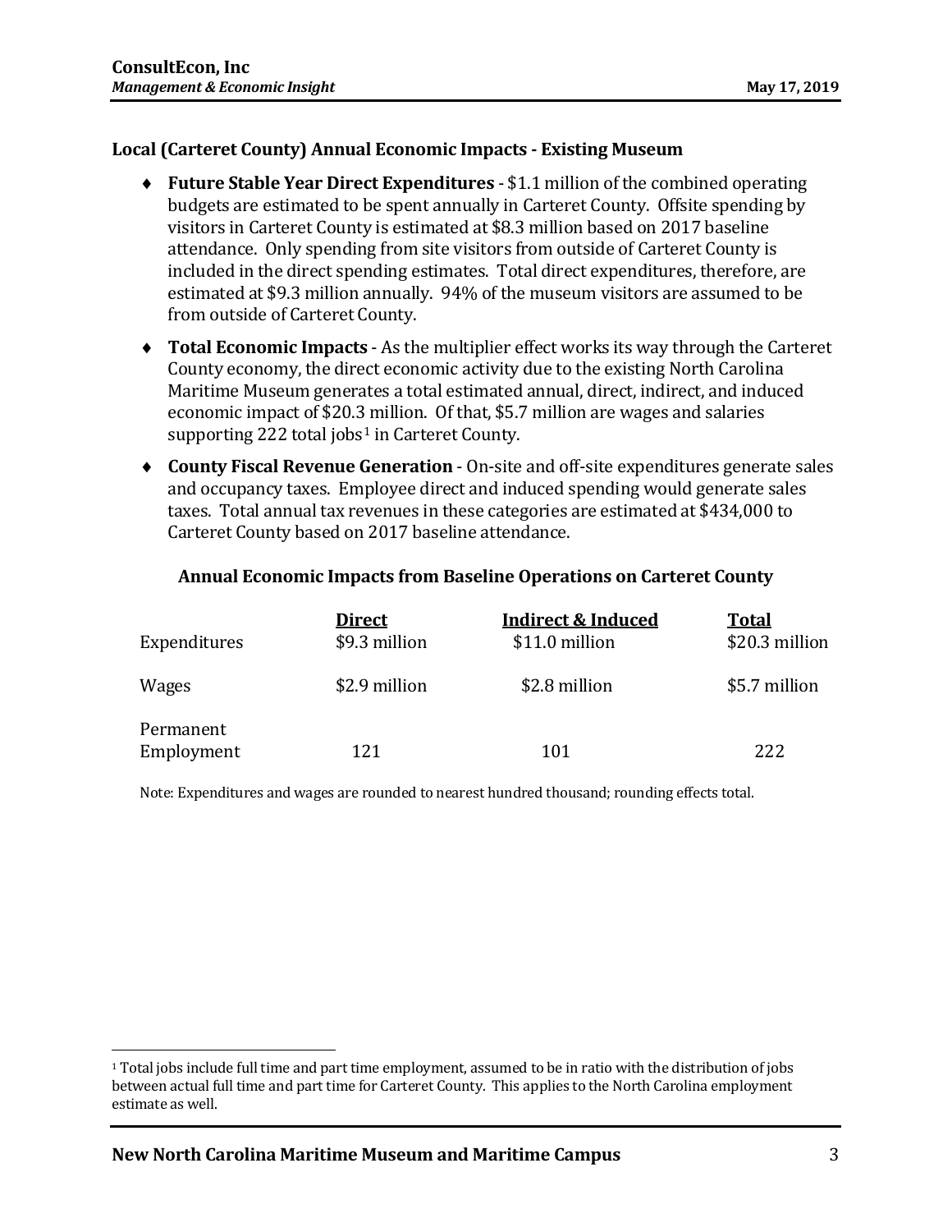### Local (Carteret County) Annual Economic Impacts - Existing Museum

- **Future Stable Year Direct Expenditures** - $1.1 million of the combined operating budgets are estimated to be spent annually in Carteret County. Offsite spending by visitors in Carteret County is estimated at $8.3 million based on 2017 baseline attendance. Only spending from site visitors from outside of Carteret County is included in the direct spending estimates. Total direct expenditures, therefore, are estimated at $9.3 million annually. 94% of the museum visitors are assumed to be from outside of Carteret County.
- **Total Economic Impacts** - As the multiplier effect works its way through the Carteret County economy, the direct economic activity due to the existing North Carolina Maritime Museum generates a total estimated annual, direct, indirect, and induced economic impact of $20.3 million. Of that, $5.7 million are wages and salaries supporting 222 total jobs[1] in Carteret County.
- **County Fiscal Revenue Generation** - On-site and off-site expenditures generate sales and occupancy taxes. Employee direct and induced spending would generate sales taxes. Total annual tax revenues in these categories are estimated at $434,000 to Carteret County based on 2017 baseline attendance.

**Annual Economic Impacts from Baseline Operations on Carteret County**

| | Direct | Indirect & Induced | Total |
|---|---|---|---|
| Expenditures | $9.3 million | $11.0 million | $20.3 million |
| Wages | $2.9 million | $2.8 million | $5.7 million |
| Permanent Employment | 121 | 101 | 222 |

Note: Expenditures and wages are rounded to nearest hundred thousand; rounding effects total.

[1] Total jobs include full time and part time employment, assumed to be in ratio with the distribution of jobs between actual full time and part time for Carteret County. This applies to the North Carolina employment estimate as well.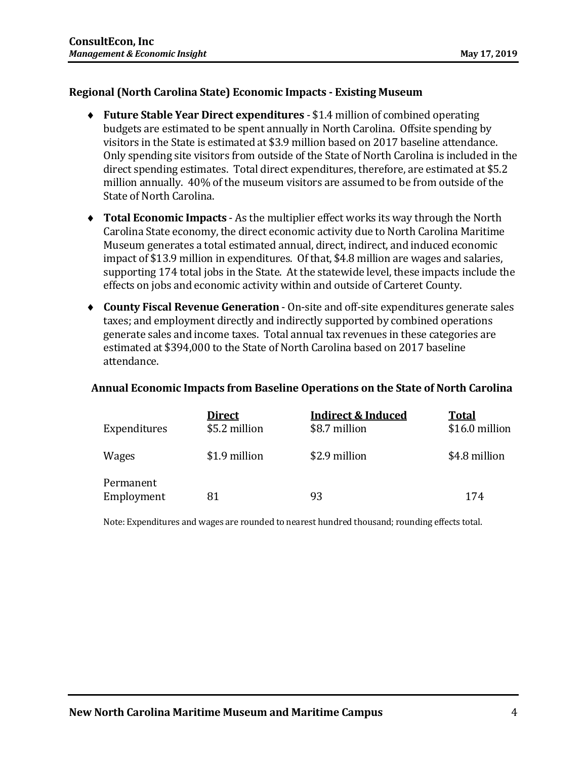### Regional (North Carolina State) Economic Impacts - Existing Museum

- **Future Stable Year Direct expenditures** - $1.4 million of combined operating budgets are estimated to be spent annually in North Carolina. Offsite spending by visitors in the State is estimated at $3.9 million based on 2017 baseline attendance. Only spending site visitors from outside of the State of North Carolina is included in the direct spending estimates. Total direct expenditures, therefore, are estimated at $5.2 million annually. 40% of the museum visitors are assumed to be from outside of the State of North Carolina.
- **Total Economic Impacts** - As the multiplier effect works its way through the North Carolina State economy, the direct economic activity due to North Carolina Maritime Museum generates a total estimated annual, direct, indirect, and induced economic impact of $13.9 million in expenditures. Of that, $4.8 million are wages and salaries, supporting 174 total jobs in the State. At the statewide level, these impacts include the effects on jobs and economic activity within and outside of Carteret County.
- **County Fiscal Revenue Generation** - On-site and off-site expenditures generate sales taxes; and employment directly and indirectly supported by combined operations generate sales and income taxes. Total annual tax revenues in these categories are estimated at $394,000 to the State of North Carolina based on 2017 baseline attendance.

**Annual Economic Impacts from Baseline Operations on the State of North Carolina**

| | Direct | Indirect & Induced | Total |
|---|---|---|---|
| Expenditures | $5.2 million | $8.7 million | $16.0 million |
| Wages | $1.9 million | $2.9 million | $4.8 million |
| Permanent Employment | 81 | 93 | 174 |

Note: Expenditures and wages are rounded to nearest hundred thousand; rounding effects total.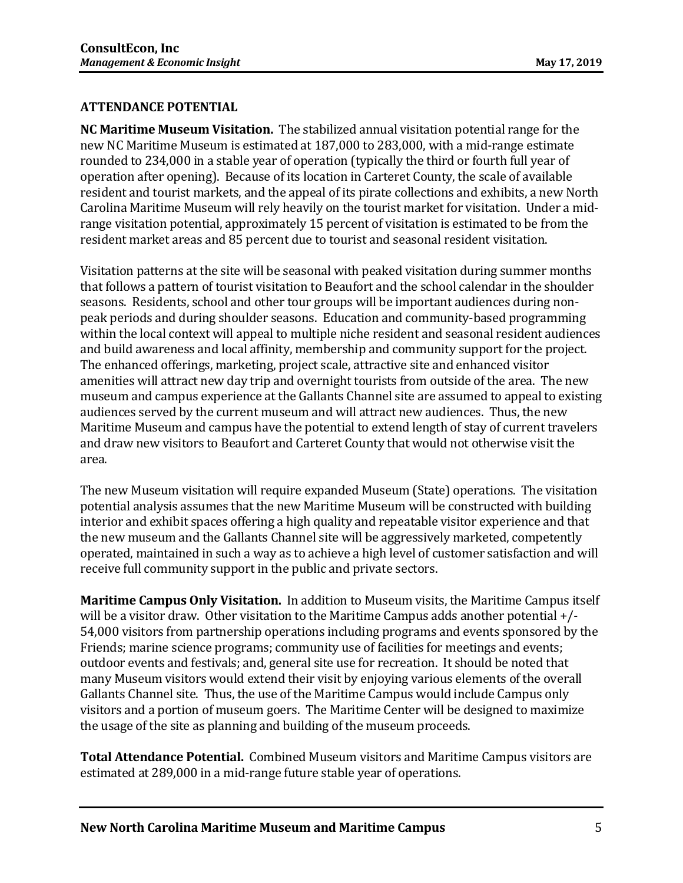## ATTENDANCE POTENTIAL

**NC Maritime Museum Visitation.** The stabilized annual visitation potential range for the new NC Maritime Museum is estimated at 187,000 to 283,000, with a mid-range estimate rounded to 234,000 in a stable year of operation (typically the third or fourth full year of operation after opening). Because of its location in Carteret County, the scale of available resident and tourist markets, and the appeal of its pirate collections and exhibits, a new North Carolina Maritime Museum will rely heavily on the tourist market for visitation. Under a mid-range visitation potential, approximately 15 percent of visitation is estimated to be from the resident market areas and 85 percent due to tourist and seasonal resident visitation.

Visitation patterns at the site will be seasonal with peaked visitation during summer months that follows a pattern of tourist visitation to Beaufort and the school calendar in the shoulder seasons. Residents, school and other tour groups will be important audiences during non-peak periods and during shoulder seasons. Education and community-based programming within the local context will appeal to multiple niche resident and seasonal resident audiences and build awareness and local affinity, membership and community support for the project. The enhanced offerings, marketing, project scale, attractive site and enhanced visitor amenities will attract new day trip and overnight tourists from outside of the area. The new museum and campus experience at the Gallants Channel site are assumed to appeal to existing audiences served by the current museum and will attract new audiences. Thus, the new Maritime Museum and campus have the potential to extend length of stay of current travelers and draw new visitors to Beaufort and Carteret County that would not otherwise visit the area.

The new Museum visitation will require expanded Museum (State) operations. The visitation potential analysis assumes that the new Maritime Museum will be constructed with building interior and exhibit spaces offering a high quality and repeatable visitor experience and that the new museum and the Gallants Channel site will be aggressively marketed, competently operated, maintained in such a way as to achieve a high level of customer satisfaction and will receive full community support in the public and private sectors.

**Maritime Campus Only Visitation.** In addition to Museum visits, the Maritime Campus itself will be a visitor draw. Other visitation to the Maritime Campus adds another potential +/- 54,000 visitors from partnership operations including programs and events sponsored by the Friends; marine science programs; community use of facilities for meetings and events; outdoor events and festivals; and, general site use for recreation. It should be noted that many Museum visitors would extend their visit by enjoying various elements of the overall Gallants Channel site. Thus, the use of the Maritime Campus would include Campus only visitors and a portion of museum goers. The Maritime Center will be designed to maximize the usage of the site as planning and building of the museum proceeds.

**Total Attendance Potential.** Combined Museum visitors and Maritime Campus visitors are estimated at 289,000 in a mid-range future stable year of operations.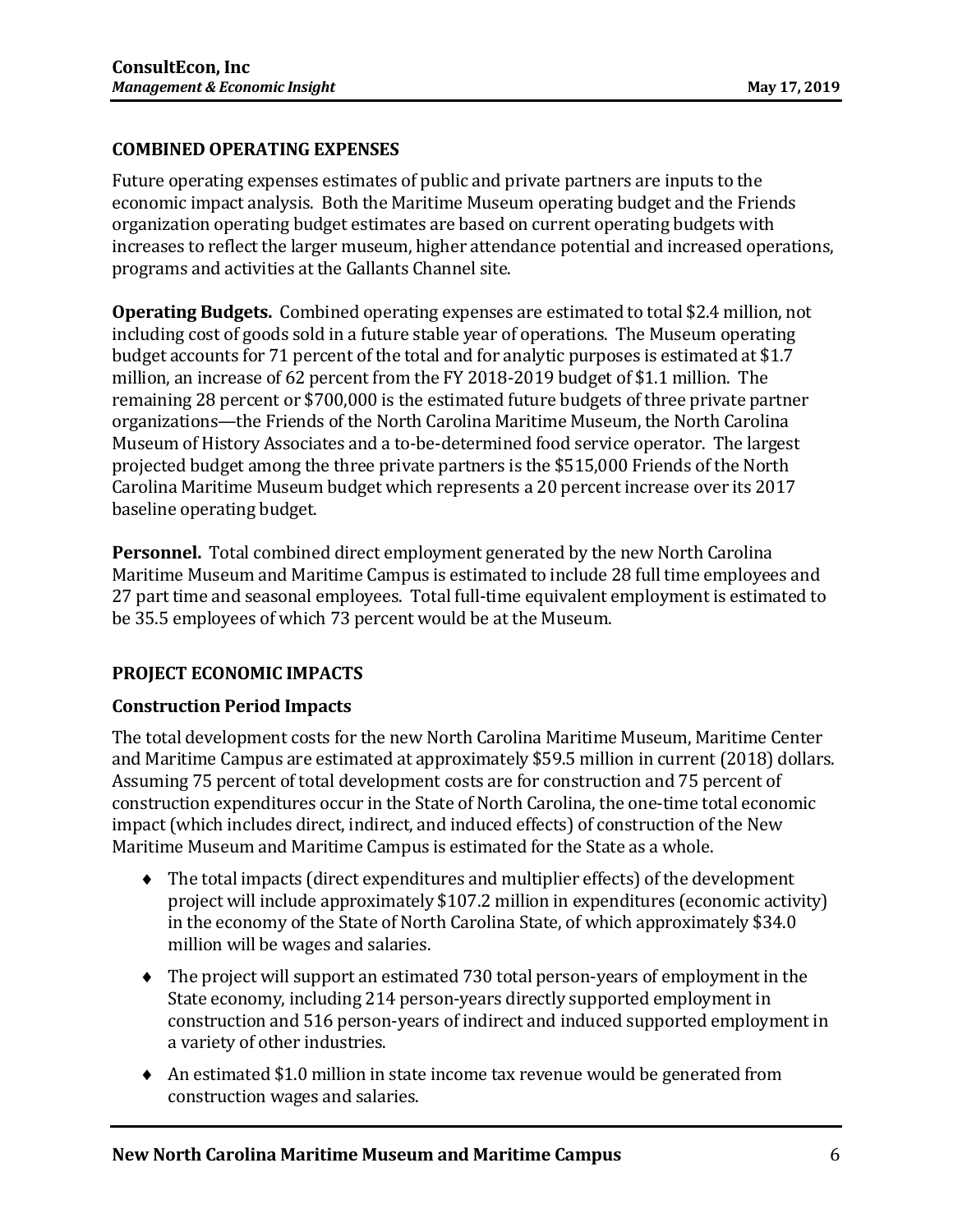## COMBINED OPERATING EXPENSES

Future operating expenses estimates of public and private partners are inputs to the economic impact analysis. Both the Maritime Museum operating budget and the Friends organization operating budget estimates are based on current operating budgets with increases to reflect the larger museum, higher attendance potential and increased operations, programs and activities at the Gallants Channel site.

**Operating Budgets.** Combined operating expenses are estimated to total $2.4 million, not including cost of goods sold in a future stable year of operations. The Museum operating budget accounts for 71 percent of the total and for analytic purposes is estimated at $1.7 million, an increase of 62 percent from the FY 2018-2019 budget of $1.1 million. The remaining 28 percent or $700,000 is the estimated future budgets of three private partner organizations—the Friends of the North Carolina Maritime Museum, the North Carolina Museum of History Associates and a to-be-determined food service operator. The largest projected budget among the three private partners is the $515,000 Friends of the North Carolina Maritime Museum budget which represents a 20 percent increase over its 2017 baseline operating budget.

**Personnel.** Total combined direct employment generated by the new North Carolina Maritime Museum and Maritime Campus is estimated to include 28 full time employees and 27 part time and seasonal employees. Total full-time equivalent employment is estimated to be 35.5 employees of which 73 percent would be at the Museum.

## PROJECT ECONOMIC IMPACTS

### Construction Period Impacts

The total development costs for the new North Carolina Maritime Museum, Maritime Center and Maritime Campus are estimated at approximately $59.5 million in current (2018) dollars. Assuming 75 percent of total development costs are for construction and 75 percent of construction expenditures occur in the State of North Carolina, the one-time total economic impact (which includes direct, indirect, and induced effects) of construction of the New Maritime Museum and Maritime Campus is estimated for the State as a whole.

- The total impacts (direct expenditures and multiplier effects) of the development project will include approximately $107.2 million in expenditures (economic activity) in the economy of the State of North Carolina State, of which approximately $34.0 million will be wages and salaries.
- The project will support an estimated 730 total person-years of employment in the State economy, including 214 person-years directly supported employment in construction and 516 person-years of indirect and induced supported employment in a variety of other industries.
- An estimated $1.0 million in state income tax revenue would be generated from construction wages and salaries.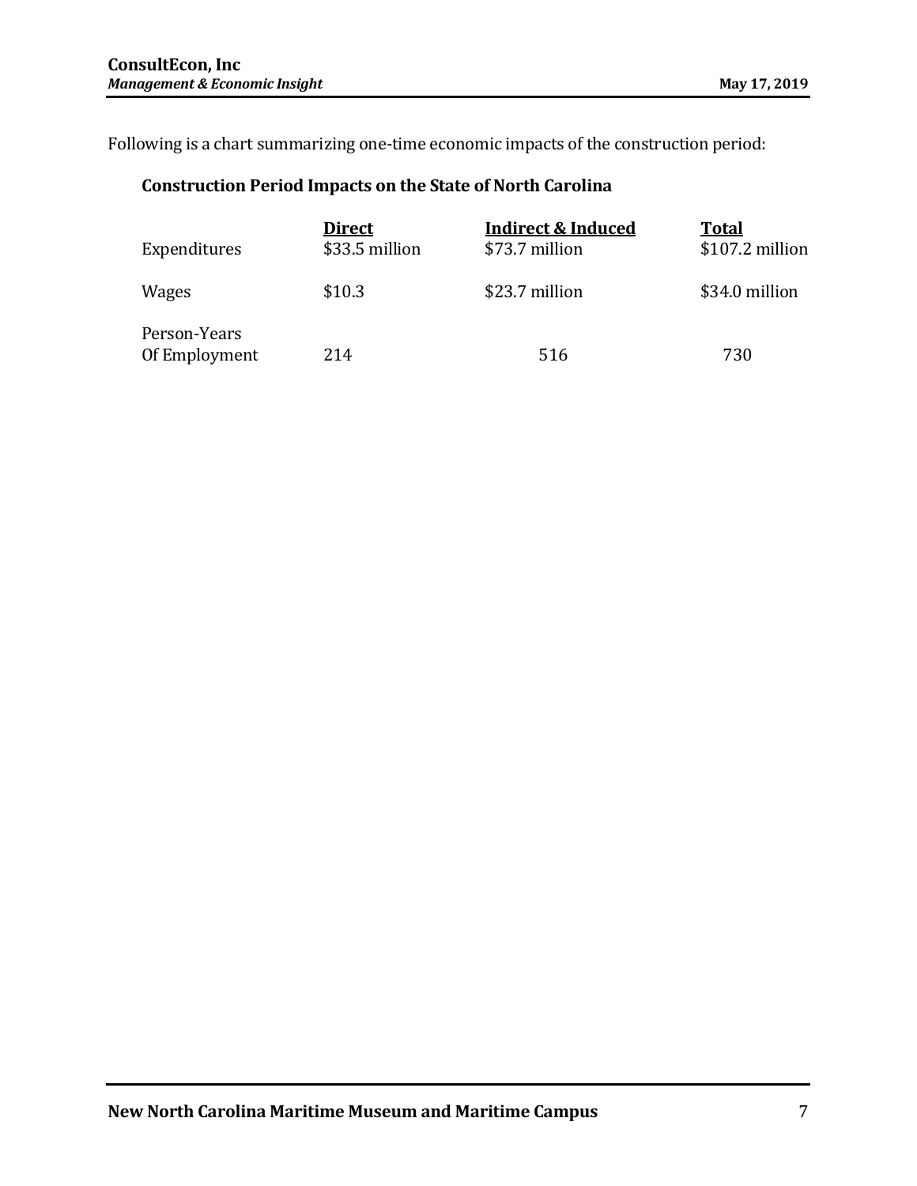Following is a chart summarizing one-time economic impacts of the construction period:

**Construction Period Impacts on the State of North Carolina**

| | Direct | Indirect & Induced | Total |
|---|---|---|---|
| Expenditures | $33.5 million | $73.7 million | $107.2 million |
| Wages | $10.3 | $23.7 million | $34.0 million |
| Person-Years Of Employment | 214 | 516 | 730 |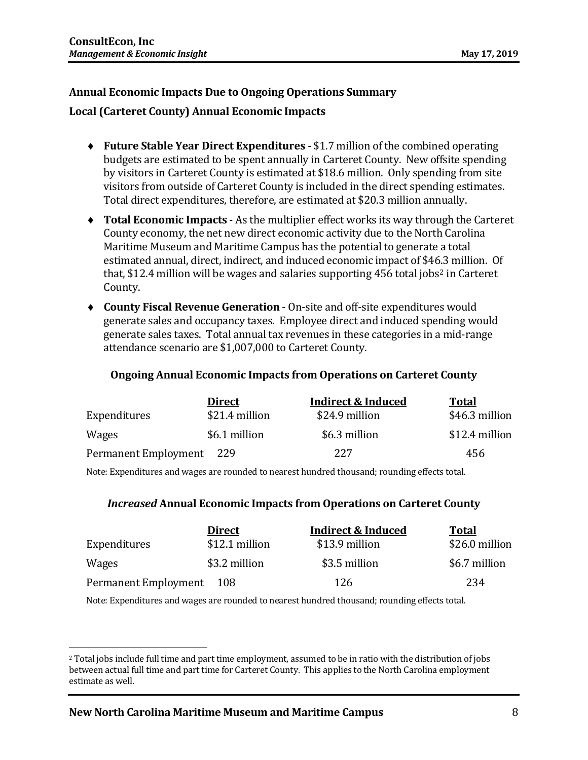## Annual Economic Impacts Due to Ongoing Operations Summary

### Local (Carteret County) Annual Economic Impacts

- **Future Stable Year Direct Expenditures** - $1.7 million of the combined operating budgets are estimated to be spent annually in Carteret County. New offsite spending by visitors in Carteret County is estimated at $18.6 million. Only spending from site visitors from outside of Carteret County is included in the direct spending estimates. Total direct expenditures, therefore, are estimated at $20.3 million annually.
- **Total Economic Impacts** - As the multiplier effect works its way through the Carteret County economy, the net new direct economic activity due to the North Carolina Maritime Museum and Maritime Campus has the potential to generate a total estimated annual, direct, indirect, and induced economic impact of $46.3 million. Of that, $12.4 million will be wages and salaries supporting 456 total jobs[2] in Carteret County.
- **County Fiscal Revenue Generation** - On-site and off-site expenditures would generate sales and occupancy taxes. Employee direct and induced spending would generate sales taxes. Total annual tax revenues in these categories in a mid-range attendance scenario are $1,007,000 to Carteret County.

**Ongoing Annual Economic Impacts from Operations on Carteret County**

| | Direct | Indirect & Induced | Total |
|---|---|---|---|
| Expenditures | $21.4 million | $24.9 million | $46.3 million |
| Wages | $6.1 million | $6.3 million | $12.4 million |
| Permanent Employment | 229 | 227 | 456 |

Note: Expenditures and wages are rounded to nearest hundred thousand; rounding effects total.

***Increased* Annual Economic Impacts from Operations on Carteret County**

| | Direct | Indirect & Induced | Total |
|---|---|---|---|
| Expenditures | $12.1 million | $13.9 million | $26.0 million |
| Wages | $3.2 million | $3.5 million | $6.7 million |
| Permanent Employment | 108 | 126 | 234 |

Note: Expenditures and wages are rounded to nearest hundred thousand; rounding effects total.

[2] Total jobs include full time and part time employment, assumed to be in ratio with the distribution of jobs between actual full time and part time for Carteret County. This applies to the North Carolina employment estimate as well.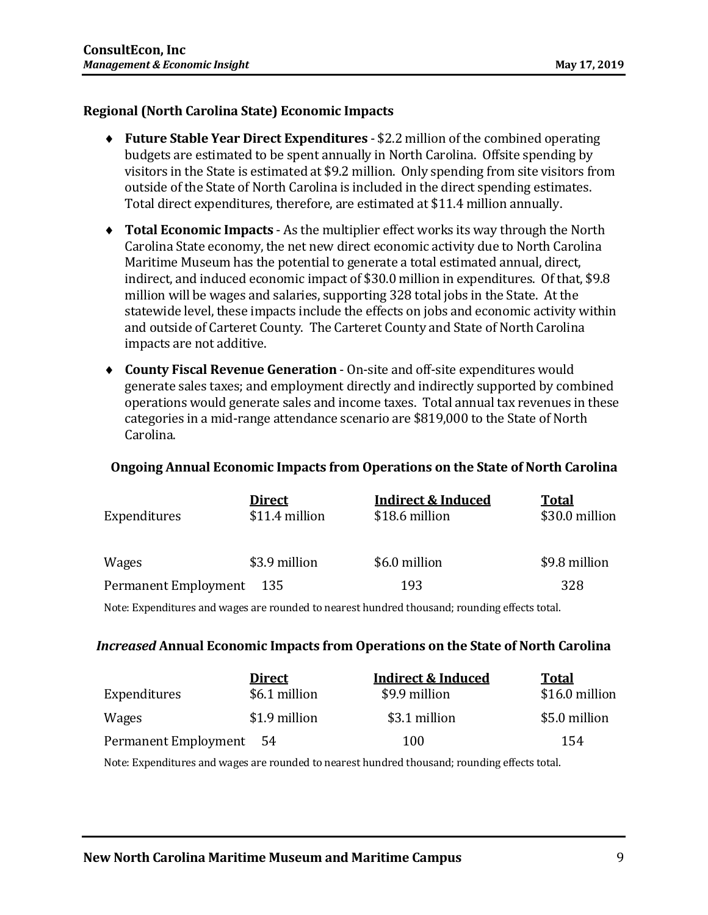### Regional (North Carolina State) Economic Impacts

- **Future Stable Year Direct Expenditures** - $2.2 million of the combined operating budgets are estimated to be spent annually in North Carolina. Offsite spending by visitors in the State is estimated at $9.2 million. Only spending from site visitors from outside of the State of North Carolina is included in the direct spending estimates. Total direct expenditures, therefore, are estimated at $11.4 million annually.
- **Total Economic Impacts** - As the multiplier effect works its way through the North Carolina State economy, the net new direct economic activity due to North Carolina Maritime Museum has the potential to generate a total estimated annual, direct, indirect, and induced economic impact of $30.0 million in expenditures. Of that, $9.8 million will be wages and salaries, supporting 328 total jobs in the State. At the statewide level, these impacts include the effects on jobs and economic activity within and outside of Carteret County. The Carteret County and State of North Carolina impacts are not additive.
- **County Fiscal Revenue Generation** - On-site and off-site expenditures would generate sales taxes; and employment directly and indirectly supported by combined operations would generate sales and income taxes. Total annual tax revenues in these categories in a mid-range attendance scenario are $819,000 to the State of North Carolina.

**Ongoing Annual Economic Impacts from Operations on the State of North Carolina**

| | Direct | Indirect & Induced | Total |
|---|---|---|---|
| Expenditures | $11.4 million | $18.6 million | $30.0 million |
| Wages | $3.9 million | $6.0 million | $9.8 million |
| Permanent Employment | 135 | 193 | 328 |

Note: Expenditures and wages are rounded to nearest hundred thousand; rounding effects total.

***Increased* Annual Economic Impacts from Operations on the State of North Carolina**

| | Direct | Indirect & Induced | Total |
|---|---|---|---|
| Expenditures | $6.1 million | $9.9 million | $16.0 million |
| Wages | $1.9 million | $3.1 million | $5.0 million |
| Permanent Employment | 54 | 100 | 154 |

Note: Expenditures and wages are rounded to nearest hundred thousand; rounding effects total.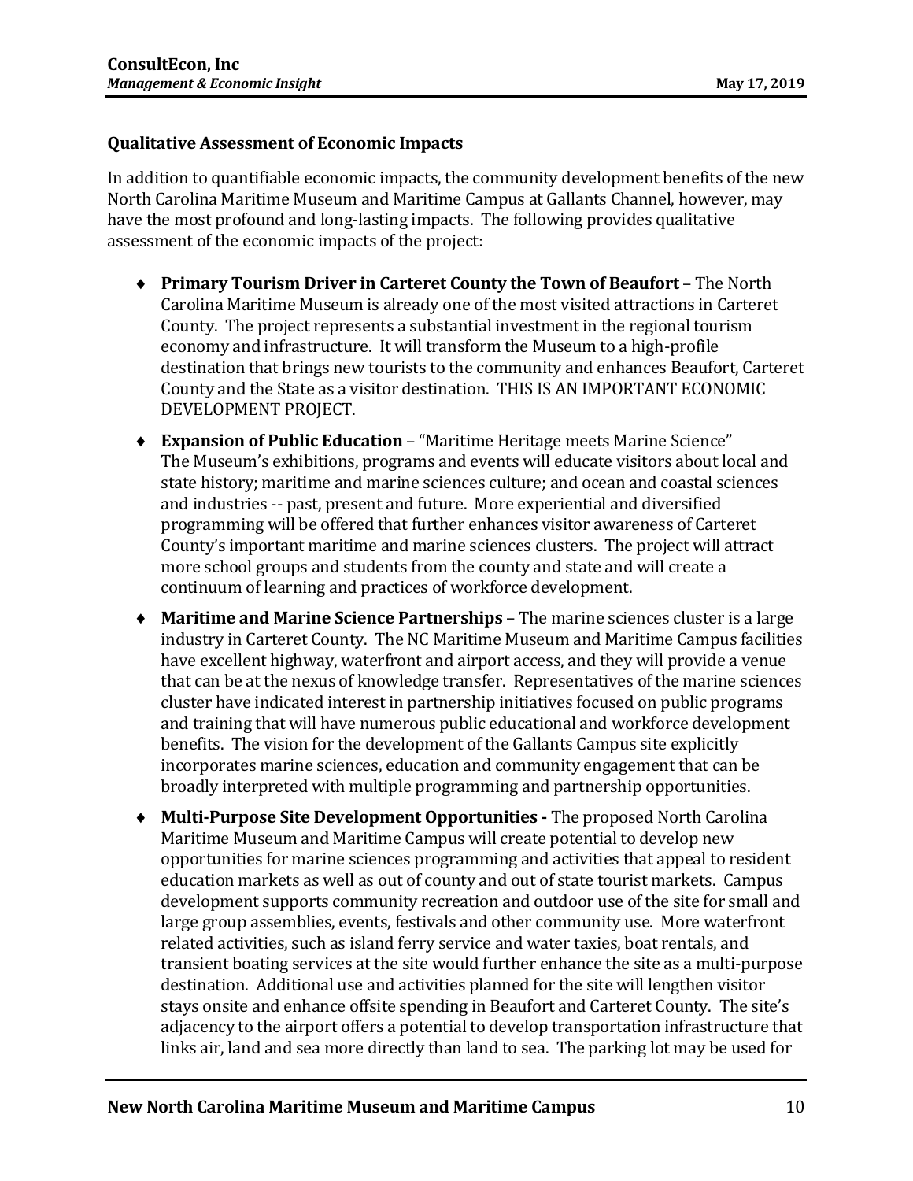### Qualitative Assessment of Economic Impacts

In addition to quantifiable economic impacts, the community development benefits of the new North Carolina Maritime Museum and Maritime Campus at Gallants Channel, however, may have the most profound and long-lasting impacts. The following provides qualitative assessment of the economic impacts of the project:

- **Primary Tourism Driver in Carteret County the Town of Beaufort** – The North Carolina Maritime Museum is already one of the most visited attractions in Carteret County. The project represents a substantial investment in the regional tourism economy and infrastructure. It will transform the Museum to a high-profile destination that brings new tourists to the community and enhances Beaufort, Carteret County and the State as a visitor destination. THIS IS AN IMPORTANT ECONOMIC DEVELOPMENT PROJECT.

- **Expansion of Public Education** – "Maritime Heritage meets Marine Science" The Museum's exhibitions, programs and events will educate visitors about local and state history; maritime and marine sciences culture; and ocean and coastal sciences and industries -- past, present and future. More experiential and diversified programming will be offered that further enhances visitor awareness of Carteret County's important maritime and marine sciences clusters. The project will attract more school groups and students from the county and state and will create a continuum of learning and practices of workforce development.

- **Maritime and Marine Science Partnerships** – The marine sciences cluster is a large industry in Carteret County. The NC Maritime Museum and Maritime Campus facilities have excellent highway, waterfront and airport access, and they will provide a venue that can be at the nexus of knowledge transfer. Representatives of the marine sciences cluster have indicated interest in partnership initiatives focused on public programs and training that will have numerous public educational and workforce development benefits. The vision for the development of the Gallants Campus site explicitly incorporates marine sciences, education and community engagement that can be broadly interpreted with multiple programming and partnership opportunities.

- **Multi-Purpose Site Development Opportunities -** The proposed North Carolina Maritime Museum and Maritime Campus will create potential to develop new opportunities for marine sciences programming and activities that appeal to resident education markets as well as out of county and out of state tourist markets. Campus development supports community recreation and outdoor use of the site for small and large group assemblies, events, festivals and other community use. More waterfront related activities, such as island ferry service and water taxies, boat rentals, and transient boating services at the site would further enhance the site as a multi-purpose destination. Additional use and activities planned for the site will lengthen visitor stays onsite and enhance offsite spending in Beaufort and Carteret County. The site's adjacency to the airport offers a potential to develop transportation infrastructure that links air, land and sea more directly than land to sea. The parking lot may be used for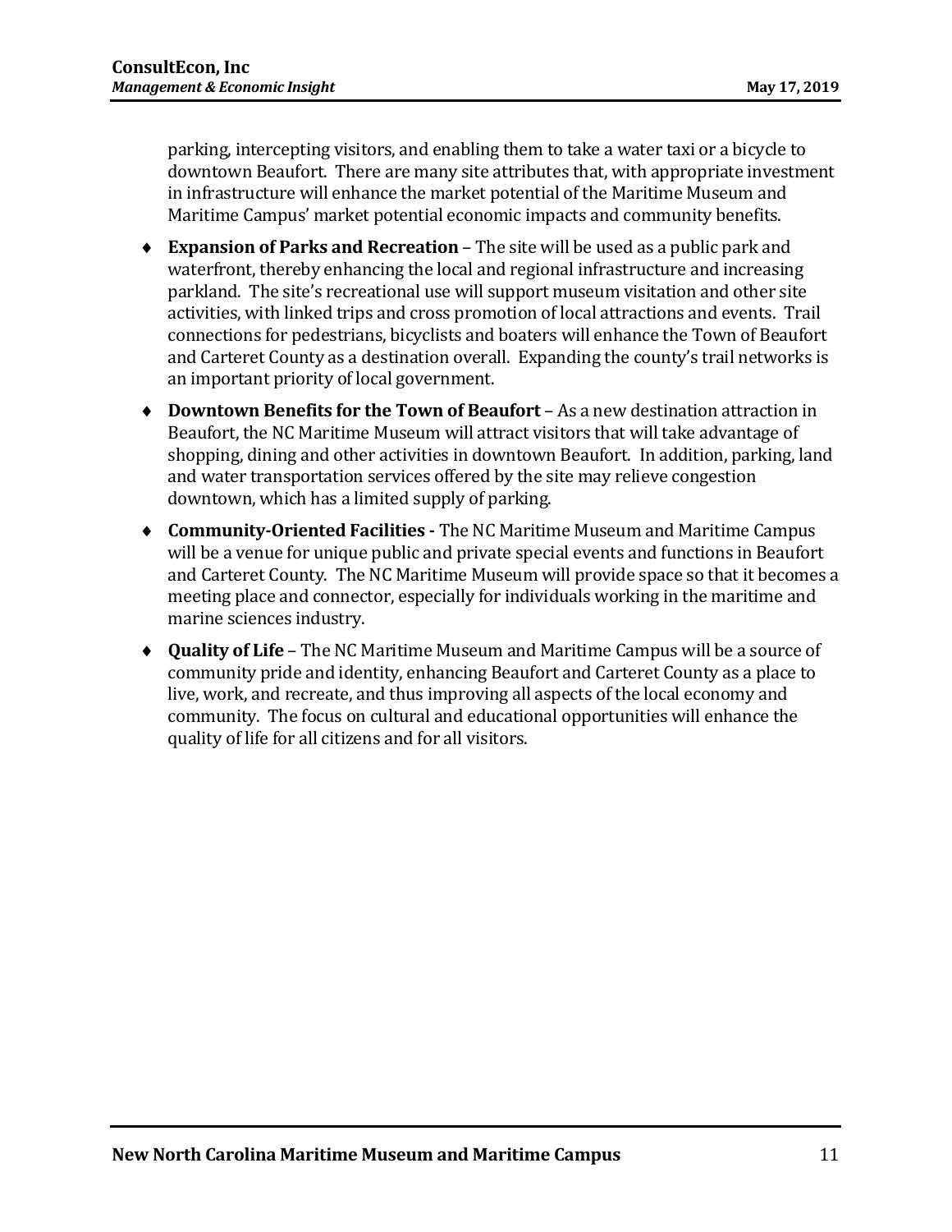parking, intercepting visitors, and enabling them to take a water taxi or a bicycle to downtown Beaufort. There are many site attributes that, with appropriate investment in infrastructure will enhance the market potential of the Maritime Museum and Maritime Campus' market potential economic impacts and community benefits.

- **Expansion of Parks and Recreation** – The site will be used as a public park and waterfront, thereby enhancing the local and regional infrastructure and increasing parkland. The site's recreational use will support museum visitation and other site activities, with linked trips and cross promotion of local attractions and events. Trail connections for pedestrians, bicyclists and boaters will enhance the Town of Beaufort and Carteret County as a destination overall. Expanding the county's trail networks is an important priority of local government.
- **Downtown Benefits for the Town of Beaufort** – As a new destination attraction in Beaufort, the NC Maritime Museum will attract visitors that will take advantage of shopping, dining and other activities in downtown Beaufort. In addition, parking, land and water transportation services offered by the site may relieve congestion downtown, which has a limited supply of parking.
- **Community-Oriented Facilities -** The NC Maritime Museum and Maritime Campus will be a venue for unique public and private special events and functions in Beaufort and Carteret County. The NC Maritime Museum will provide space so that it becomes a meeting place and connector, especially for individuals working in the maritime and marine sciences industry.
- **Quality of Life** – The NC Maritime Museum and Maritime Campus will be a source of community pride and identity, enhancing Beaufort and Carteret County as a place to live, work, and recreate, and thus improving all aspects of the local economy and community. The focus on cultural and educational opportunities will enhance the quality of life for all citizens and for all visitors.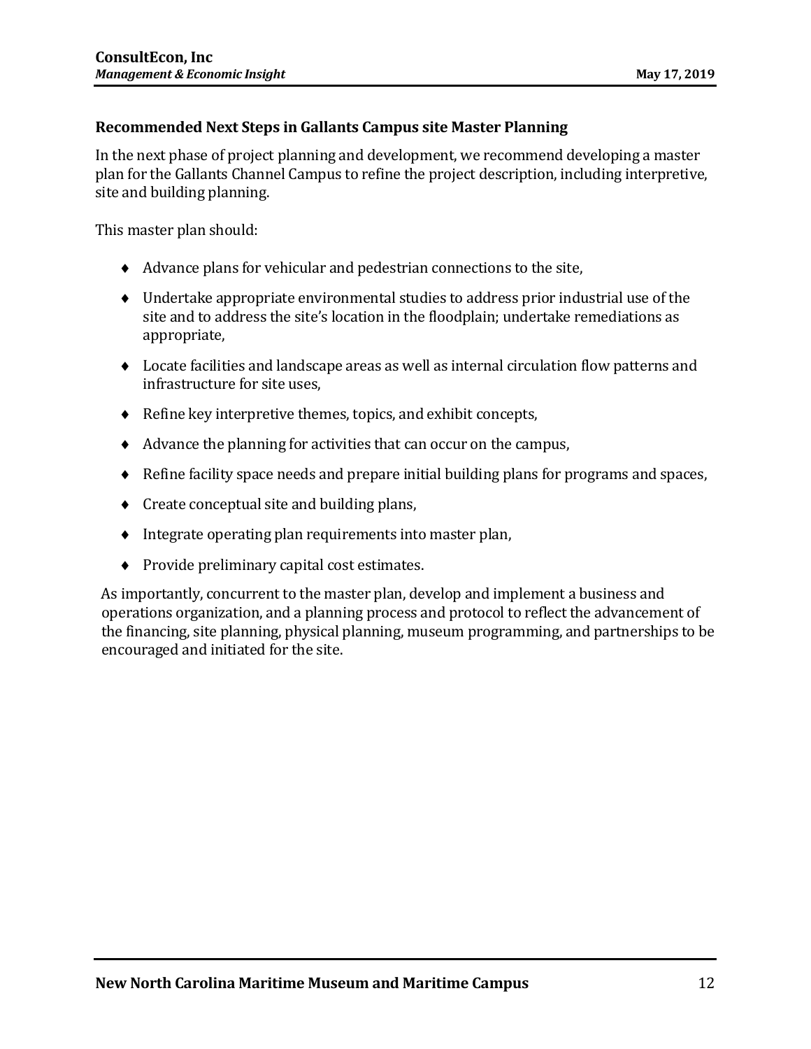### Recommended Next Steps in Gallants Campus site Master Planning

In the next phase of project planning and development, we recommend developing a master plan for the Gallants Channel Campus to refine the project description, including interpretive, site and building planning.

This master plan should:

- Advance plans for vehicular and pedestrian connections to the site,
- Undertake appropriate environmental studies to address prior industrial use of the site and to address the site's location in the floodplain; undertake remediations as appropriate,
- Locate facilities and landscape areas as well as internal circulation flow patterns and infrastructure for site uses,
- Refine key interpretive themes, topics, and exhibit concepts,
- Advance the planning for activities that can occur on the campus,
- Refine facility space needs and prepare initial building plans for programs and spaces,
- Create conceptual site and building plans,
- Integrate operating plan requirements into master plan,
- Provide preliminary capital cost estimates.

As importantly, concurrent to the master plan, develop and implement a business and operations organization, and a planning process and protocol to reflect the advancement of the financing, site planning, physical planning, museum programming, and partnerships to be encouraged and initiated for the site.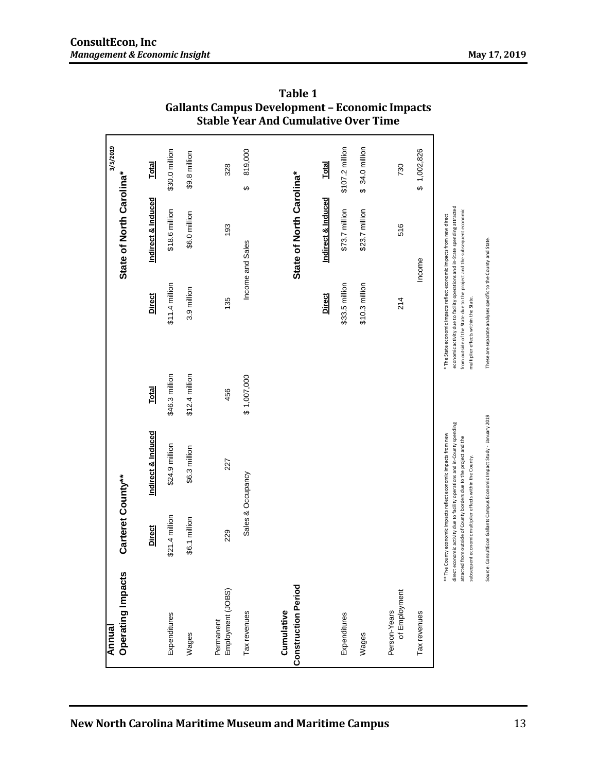# Table 1
## Gallants Campus Development – Economic Impacts
### Stable Year And Cumulative Over Time

3/5/2019

| Annual Operating Impacts | Carteret County** | | | State of North Carolina* | | |
|---|---|---|---|---|---|---|
| | Direct | Indirect & Induced | Total | Direct | Indirect & Induced | Total |
| Expenditures | $21.4 million | $24.9 million | $46.3 million | $11.4 million | $18.6 million | $30.0 million |
| Wages | $6.1 million | $6.3 million | $12.4 million | 3.9 million | $6.0 million | $9.8 million |
| Permanent Employment (JOBS) | 229 | 227 | 456 | 135 | 193 | 328 |
| Tax revenues | Sales & Occupancy | | $ 1,007,000 | Income and Sales | | $ 819,000 |

| Cumulative Construction Period | State of North Carolina* | | |
|---|---|---|---|
| | Direct | Indirect & Induced | Total |
| Expenditures | $33.5 million | $73.7 million | $107.2 million |
| Wages | $10.3 million | $23.7 million | $ 34.0 million |
| Person-Years of Employment | 214 | 516 | 730 |
| Tax revenues | | Income | $ 1,002,826 |

** The County economic impacts reflect economic impacts from new direct economic activity due to facility operations and in-County spending attracted from outside of County borders due to the project and the subsequent economic multiplier effects within the County.

* The State economic impacts reflect economic impacts from new direct economic activity due to facility operations and in-State spending attracted from outside of the State due to the project and the subsequent economic multiplier effects within the State.

Source: ConsultEcon Gallants Campus Economic Impact Study - January 2019

These are separate analyses specific to the County and State.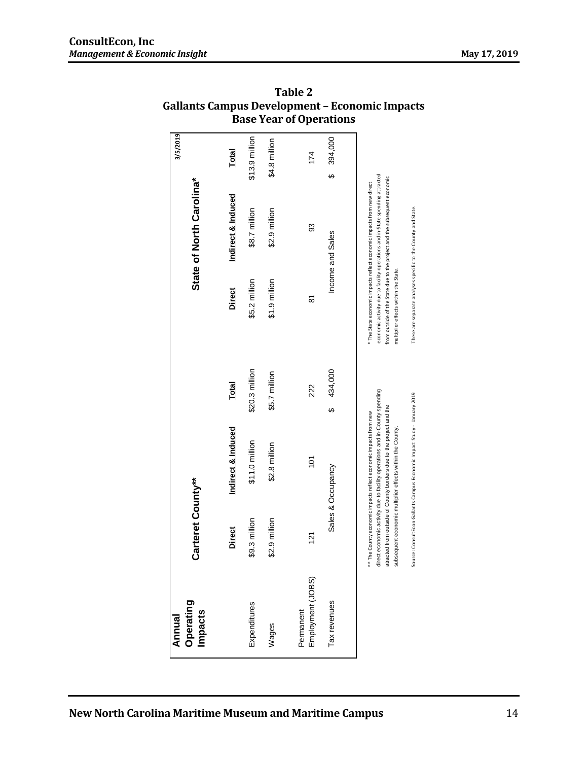# Table 2
## Gallants Campus Development – Economic Impacts
### Base Year of Operations

3/5/2019

| Annual Operating Impacts | Carteret County** | | | State of North Carolina* | | |
|---|---|---|---|---|---|---|
| | Direct | Indirect & Induced | Total | Direct | Indirect & Induced | Total |
| Expenditures | $9.3 million | $11.0 million | $20.3 million | $5.2 million | $8.7 million | $13.9 million |
| Wages | $2.9 million | $2.8 million | $5.7 million | $1.9 million | $2.9 million | $4.8 million |
| Permanent Employment (JOBS) | 121 | 101 | 222 | 81 | 93 | 174 |
| Tax revenues | Sales & Occupancy | | $ 434,000 | Income and Sales | | $ 394,000 |

** The County economic impacts reflect economic impacts from new direct economic activity due to facility operations and in-County spending attracted from outside of County borders due to the project and the subsequent economic multiplier effects within the County.

* The State economic impacts reflect economic impacts from new direct economic activity due to facility operations and in-State spending attracted from outside of the State due to the project and the subsequent economic multiplier effects within the State.

Source: ConsultEcon Gallants Campus Economic Impact Study - January 2019

These are separate analyses specific to the County and State.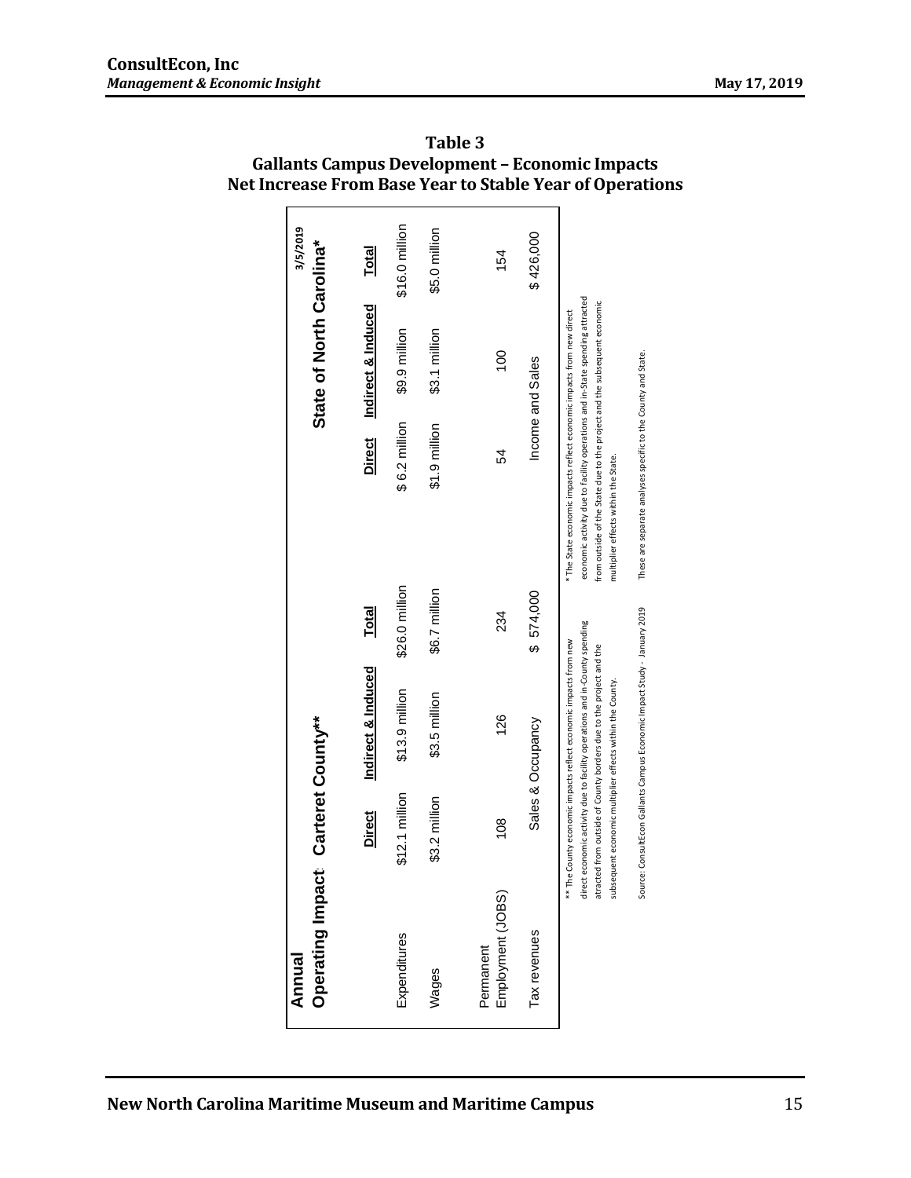**Table 3**
**Gallants Campus Development – Economic Impacts**
**Net Increase From Base Year to Stable Year of Operations**

**Annual Operating Impact**

3/5/2019

| | Carteret County** | | | State of North Carolina* | | |
|---|---|---|---|---|---|---|
| | **Direct** | **Indirect & Induced** | **Total** | **Direct** | **Indirect & Induced** | **Total** |
| Expenditures | $12.1 million | $13.9 million | $26.0 million | $ 6.2 million | $9.9 million | $16.0 million |
| Wages | $3.2 million | $3.5 million | $6.7 million | $1.9 million | $3.1 million | $5.0 million |
| Permanent Employment (JOBS) | 108 | 126 | 234 | 54 | 100 | 154 |
| Tax revenues | Sales & Occupancy | | $ 574,000 | Income and Sales | | $ 426,000 |

** The County economic impacts reflect economic impacts from new direct economic activity due to facility operations and in-County spending atracted from outside of County borders due to the project and the subsequent economic multiplier effects within the County.

* The State economic impacts reflect economic impacts from new direct economic activity due to facility operations and in-State spending attracted from outside of the State due to the project and the subsequent economic multiplier effects within the State.

Source: ConsultEcon Gallants Campus Economic Impact Study - January 2019

These are separate analyses specific to the County and State.